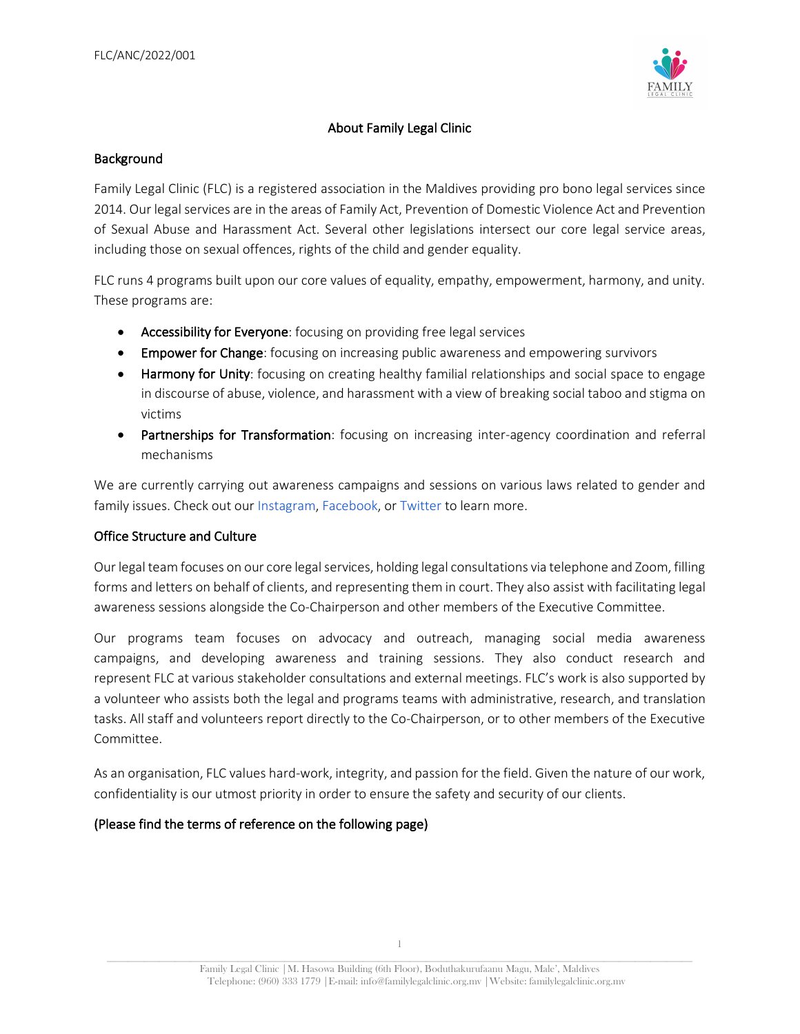FLC/ANC/2022/001

# About Family Legal Clinic

## Background

Family Legal Clinic (FLC) is a registered association in the Maldives providing pro bono legal services since 2014. Our legal services are in the areas of Family Act, Prevention of Domestic Violence Act and Prevention of Sexual Abuse and Harassment Act. Several other legislations intersect our core legal service areas, including those on sexual offences, rights of the child and gender equality.

FLC runs 4 programs built upon our core values of equality, empathy, empowerment, harmony, and unity. These programs are:

- **Accessibility for Everyone**: focusing on providing free legal services
- **Empower for Change**: focusing on increasing public awareness and empowering survivors
- **Harmony for Unity**: focusing on creating healthy familial relationships and social space to engage in discourse of abuse, violence, and harassment with a view of breaking social taboo and stigma on victims
- **Partnerships for Transformation**: focusing on increasing inter-agency coordination and referral mechanisms

We are currently carrying out awareness campaigns and sessions on various laws related to gender and family issues. Check out our Instagram, Facebook, or Twitter to learn more.

## Office Structure and Culture

Our legal team focuses on our core legal services, holding legal consultations via telephone and Zoom, filling forms and letters on behalf of clients, and representing them in court. They also assist with facilitating legal awareness sessions alongside the Co-Chairperson and other members of the Executive Committee.

Our programs team focuses on advocacy and outreach, managing social media awareness campaigns, and developing awareness and training sessions. They also conduct research and represent FLC at various stakeholder consultations and external meetings. FLC's work is also supported by a volunteer who assists both the legal and programs teams with administrative, research, and translation tasks. All staff and volunteers report directly to the Co-Chairperson, or to other members of the Executive Committee.

As an organisation, FLC values hard-work, integrity, and passion for the field. Given the nature of our work, confidentiality is our utmost priority in order to ensure the safety and security of our clients.

**(Please find the terms of reference on the following page)**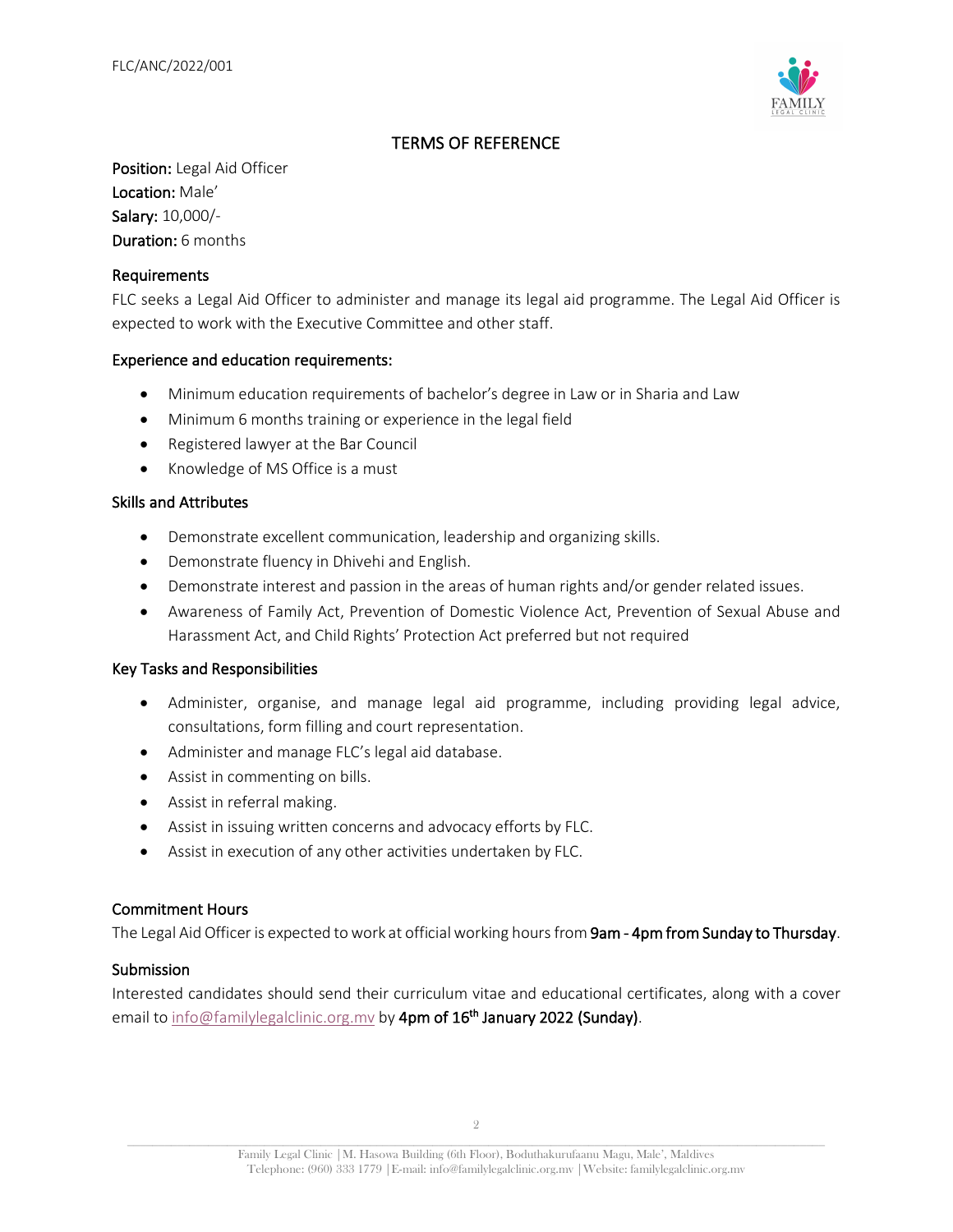FLC/ANC/2022/001

## TERMS OF REFERENCE

**Position:** Legal Aid Officer
**Location:** Male'
**Salary:** 10,000/-
**Duration:** 6 months

### Requirements

FLC seeks a Legal Aid Officer to administer and manage its legal aid programme. The Legal Aid Officer is expected to work with the Executive Committee and other staff.

### Experience and education requirements:

- Minimum education requirements of bachelor's degree in Law or in Sharia and Law
- Minimum 6 months training or experience in the legal field
- Registered lawyer at the Bar Council
- Knowledge of MS Office is a must

### Skills and Attributes

- Demonstrate excellent communication, leadership and organizing skills.
- Demonstrate fluency in Dhivehi and English.
- Demonstrate interest and passion in the areas of human rights and/or gender related issues.
- Awareness of Family Act, Prevention of Domestic Violence Act, Prevention of Sexual Abuse and Harassment Act, and Child Rights' Protection Act preferred but not required

### Key Tasks and Responsibilities

- Administer, organise, and manage legal aid programme, including providing legal advice, consultations, form filling and court representation.
- Administer and manage FLC's legal aid database.
- Assist in commenting on bills.
- Assist in referral making.
- Assist in issuing written concerns and advocacy efforts by FLC.
- Assist in execution of any other activities undertaken by FLC.

### Commitment Hours

The Legal Aid Officer is expected to work at official working hours from **9am - 4pm from Sunday to Thursday**.

### Submission

Interested candidates should send their curriculum vitae and educational certificates, along with a cover email to info@familylegalclinic.org.mv by **4pm of 16th January 2022 (Sunday)**.

Family Legal Clinic | M. Hasowa Building (6th Floor), Boduthakurufaanu Magu, Male', Maldives
Telephone: (960) 333 1779 | E-mail: info@familylegalclinic.org.mv | Website: familylegalclinic.org.mv